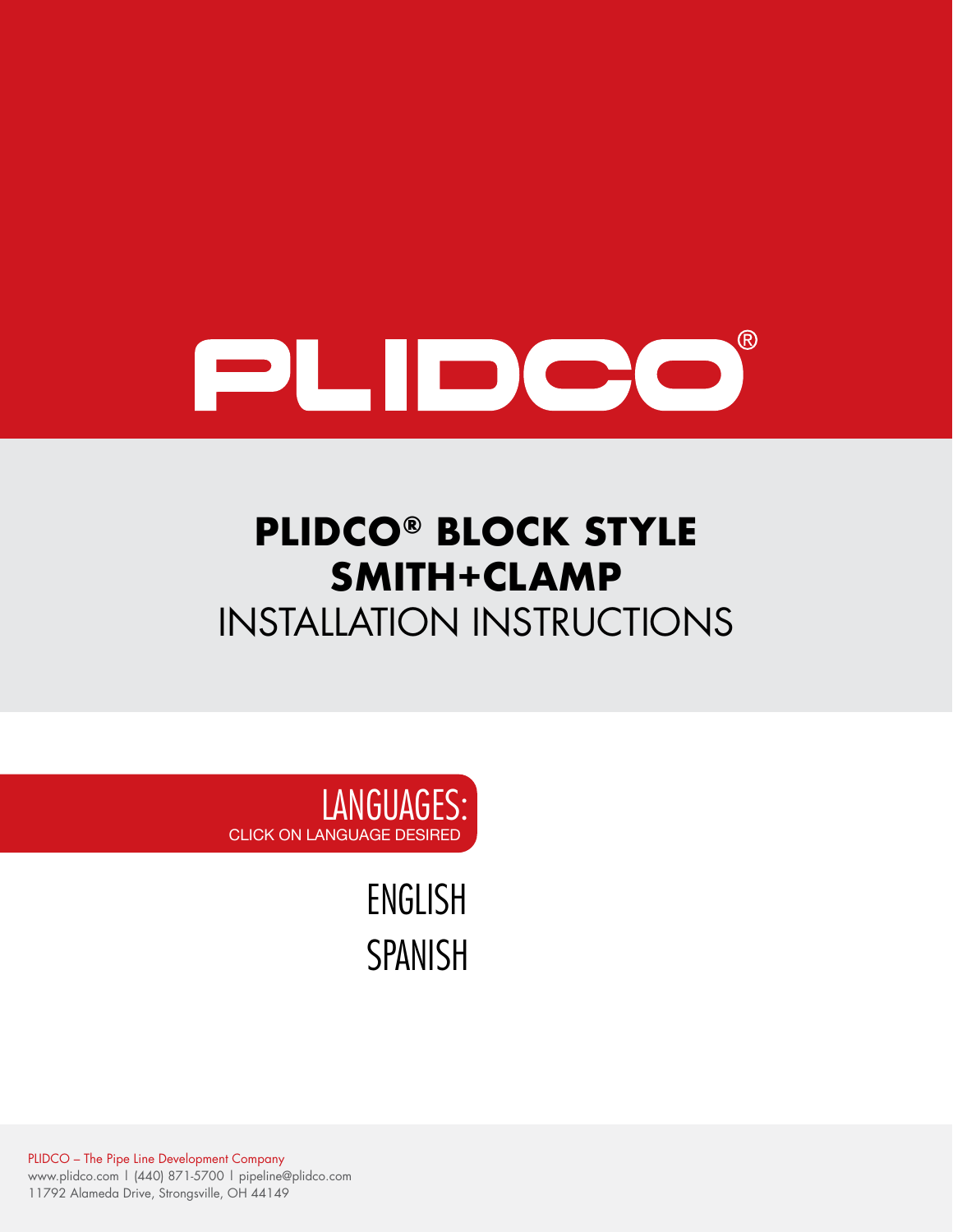# PLIDCO®

## PLIDCO® BLOCK STYLE SMITH+CLAMP

## INSTALLATION INSTRUCTIONS

**LANGUAGES:**

CLICK ON LANGUAGE DESIRED

ENGLISH

SPANISH

PLIDCO – The Pipe Line Development Company
www.plidco.com | (440) 871-5700 | pipeline@plidco.com
11792 Alameda Drive, Strongsville, OH 44149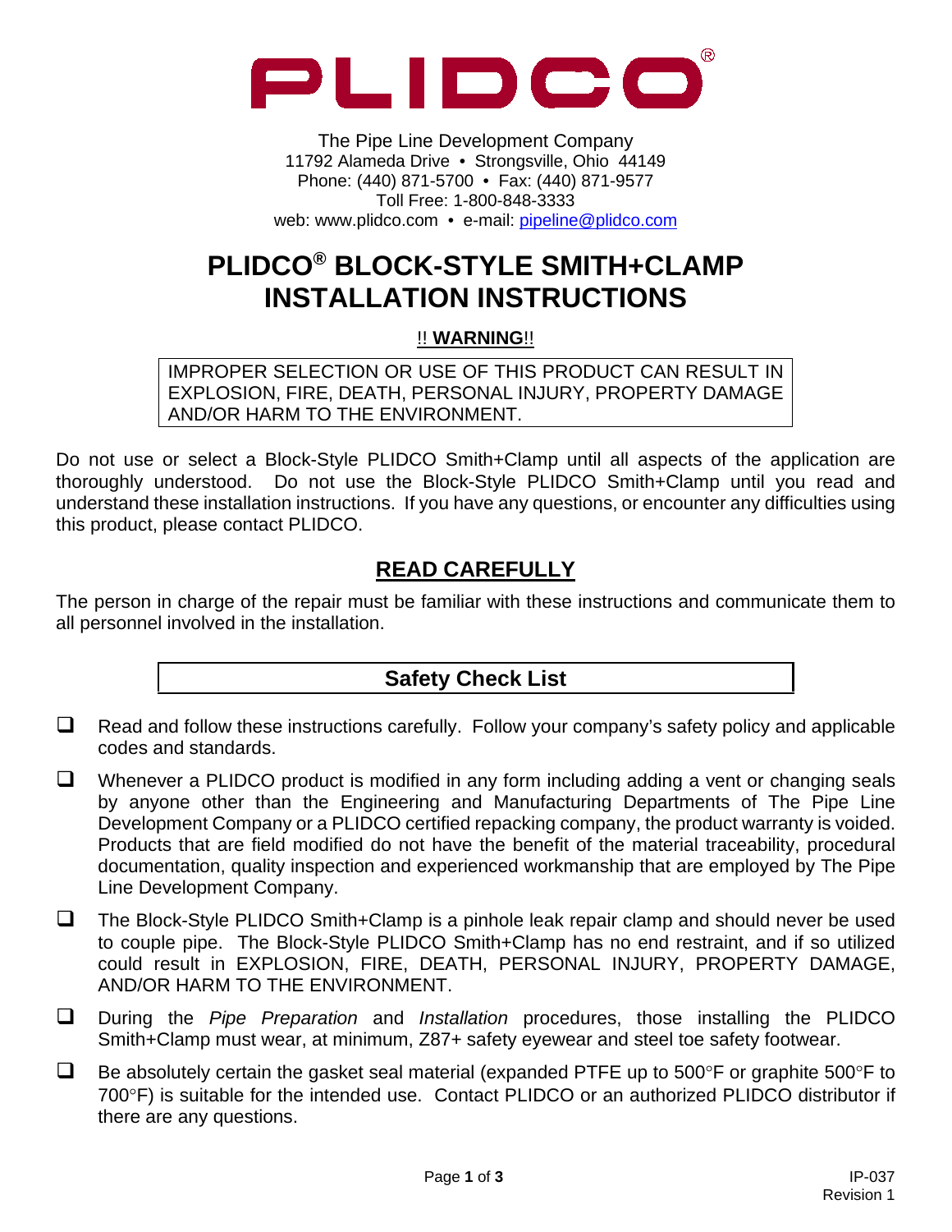# PLIDCO

The Pipe Line Development Company
11792 Alameda Drive • Strongsville, Ohio 44149
Phone: (440) 871-5700 • Fax: (440) 871-9577
Toll Free: 1-800-848-3333
web: www.plidco.com • e-mail: pipeline@plidco.com

# PLIDCO® BLOCK-STYLE SMITH+CLAMP INSTALLATION INSTRUCTIONS

!! **WARNING**!!

IMPROPER SELECTION OR USE OF THIS PRODUCT CAN RESULT IN EXPLOSION, FIRE, DEATH, PERSONAL INJURY, PROPERTY DAMAGE AND/OR HARM TO THE ENVIRONMENT.

Do not use or select a Block-Style PLIDCO Smith+Clamp until all aspects of the application are thoroughly understood. Do not use the Block-Style PLIDCO Smith+Clamp until you read and understand these installation instructions. If you have any questions, or encounter any difficulties using this product, please contact PLIDCO.

## READ CAREFULLY

The person in charge of the repair must be familiar with these instructions and communicate them to all personnel involved in the installation.

## Safety Check List

- ❑ Read and follow these instructions carefully. Follow your company's safety policy and applicable codes and standards.
- ❑ Whenever a PLIDCO product is modified in any form including adding a vent or changing seals by anyone other than the Engineering and Manufacturing Departments of The Pipe Line Development Company or a PLIDCO certified repacking company, the product warranty is voided. Products that are field modified do not have the benefit of the material traceability, procedural documentation, quality inspection and experienced workmanship that are employed by The Pipe Line Development Company.
- ❑ The Block-Style PLIDCO Smith+Clamp is a pinhole leak repair clamp and should never be used to couple pipe. The Block-Style PLIDCO Smith+Clamp has no end restraint, and if so utilized could result in EXPLOSION, FIRE, DEATH, PERSONAL INJURY, PROPERTY DAMAGE, AND/OR HARM TO THE ENVIRONMENT.
- ❑ During the *Pipe Preparation* and *Installation* procedures, those installing the PLIDCO Smith+Clamp must wear, at minimum, Z87+ safety eyewear and steel toe safety footwear.
- ❑ Be absolutely certain the gasket seal material (expanded PTFE up to 500°F or graphite 500°F to 700°F) is suitable for the intended use. Contact PLIDCO or an authorized PLIDCO distributor if there are any questions.

IP-037
Revision 1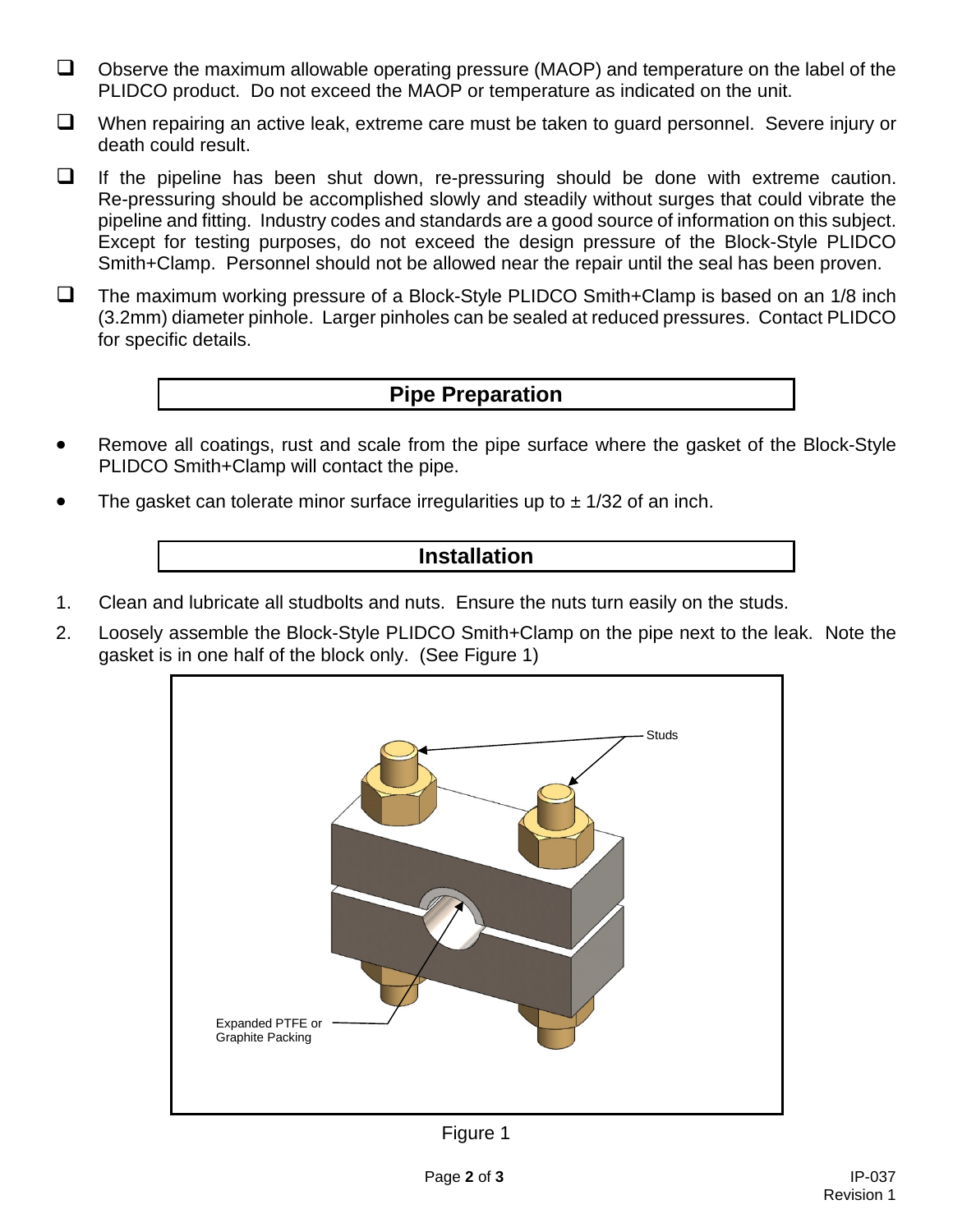- ☐ Observe the maximum allowable operating pressure (MAOP) and temperature on the label of the PLIDCO product. Do not exceed the MAOP or temperature as indicated on the unit.
- ☐ When repairing an active leak, extreme care must be taken to guard personnel. Severe injury or death could result.
- ☐ If the pipeline has been shut down, re-pressuring should be done with extreme caution. Re-pressuring should be accomplished slowly and steadily without surges that could vibrate the pipeline and fitting. Industry codes and standards are a good source of information on this subject. Except for testing purposes, do not exceed the design pressure of the Block-Style PLIDCO Smith+Clamp. Personnel should not be allowed near the repair until the seal has been proven.
- ☐ The maximum working pressure of a Block-Style PLIDCO Smith+Clamp is based on an 1/8 inch (3.2mm) diameter pinhole. Larger pinholes can be sealed at reduced pressures. Contact PLIDCO for specific details.

## Pipe Preparation

- Remove all coatings, rust and scale from the pipe surface where the gasket of the Block-Style PLIDCO Smith+Clamp will contact the pipe.
- The gasket can tolerate minor surface irregularities up to ± 1/32 of an inch.

## Installation

1. Clean and lubricate all studbolts and nuts. Ensure the nuts turn easily on the studs.
2. Loosely assemble the Block-Style PLIDCO Smith+Clamp on the pipe next to the leak. Note the gasket is in one half of the block only. (See Figure 1)

Studs

Expanded PTFE or Graphite Packing

Figure 1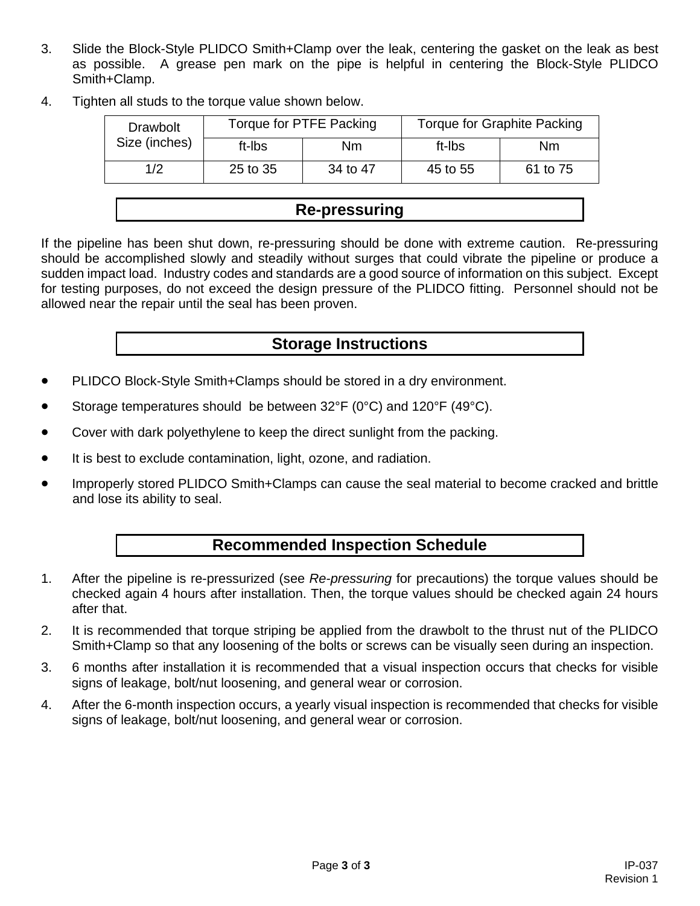3. Slide the Block-Style PLIDCO Smith+Clamp over the leak, centering the gasket on the leak as best as possible. A grease pen mark on the pipe is helpful in centering the Block-Style PLIDCO Smith+Clamp.

4. Tighten all studs to the torque value shown below.

| Drawbolt Size (inches) | Torque for PTFE Packing | | Torque for Graphite Packing | |
|---|---|---|---|---|
| | ft-lbs | Nm | ft-lbs | Nm |
| 1/2 | 25 to 35 | 34 to 47 | 45 to 55 | 61 to 75 |

## Re-pressuring

If the pipeline has been shut down, re-pressuring should be done with extreme caution. Re-pressuring should be accomplished slowly and steadily without surges that could vibrate the pipeline or produce a sudden impact load. Industry codes and standards are a good source of information on this subject. Except for testing purposes, do not exceed the design pressure of the PLIDCO fitting. Personnel should not be allowed near the repair until the seal has been proven.

## Storage Instructions

- PLIDCO Block-Style Smith+Clamps should be stored in a dry environment.
- Storage temperatures should be between 32°F (0°C) and 120°F (49°C).
- Cover with dark polyethylene to keep the direct sunlight from the packing.
- It is best to exclude contamination, light, ozone, and radiation.
- Improperly stored PLIDCO Smith+Clamps can cause the seal material to become cracked and brittle and lose its ability to seal.

## Recommended Inspection Schedule

1. After the pipeline is re-pressurized (see *Re-pressuring* for precautions) the torque values should be checked again 4 hours after installation. Then, the torque values should be checked again 24 hours after that.
2. It is recommended that torque striping be applied from the drawbolt to the thrust nut of the PLIDCO Smith+Clamp so that any loosening of the bolts or screws can be visually seen during an inspection.
3. 6 months after installation it is recommended that a visual inspection occurs that checks for visible signs of leakage, bolt/nut loosening, and general wear or corrosion.
4. After the 6-month inspection occurs, a yearly visual inspection is recommended that checks for visible signs of leakage, bolt/nut loosening, and general wear or corrosion.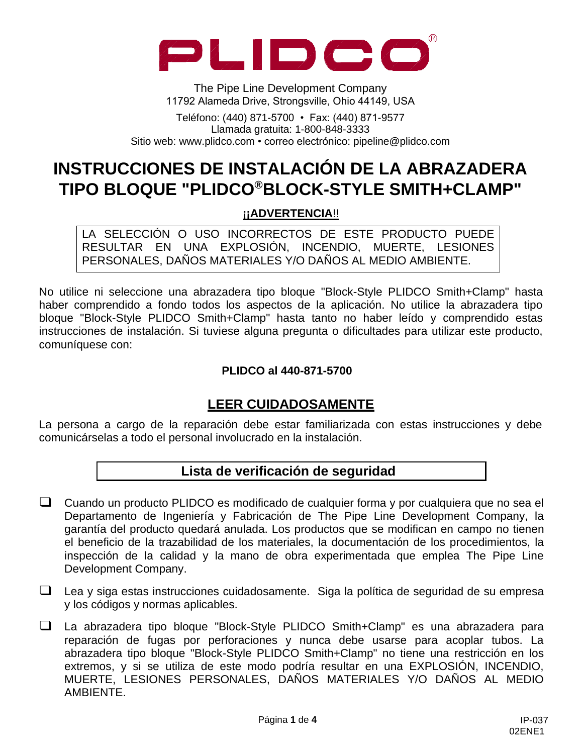# PLIDCO®

The Pipe Line Development Company
11792 Alameda Drive, Strongsville, Ohio 44149, USA

Teléfono: (440) 871-5700 • Fax: (440) 871-9577
Llamada gratuita: 1-800-848-3333
Sitio web: www.plidco.com • correo electrónico: pipeline@plidco.com

# INSTRUCCIONES DE INSTALACIÓN DE LA ABRAZADERA TIPO BLOQUE "PLIDCO®BLOCK-STYLE SMITH+CLAMP"

**¡¡ADVERTENCIA!!**

LA SELECCIÓN O USO INCORRECTOS DE ESTE PRODUCTO PUEDE RESULTAR EN UNA EXPLOSIÓN, INCENDIO, MUERTE, LESIONES PERSONALES, DAÑOS MATERIALES Y/O DAÑOS AL MEDIO AMBIENTE.

No utilice ni seleccione una abrazadera tipo bloque "Block-Style PLIDCO Smith+Clamp" hasta haber comprendido a fondo todos los aspectos de la aplicación. No utilice la abrazadera tipo bloque "Block-Style PLIDCO Smith+Clamp" hasta tanto no haber leído y comprendido estas instrucciones de instalación. Si tuviese alguna pregunta o dificultades para utilizar este producto, comuníquese con:

**PLIDCO al 440-871-5700**

## LEER CUIDADOSAMENTE

La persona a cargo de la reparación debe estar familiarizada con estas instrucciones y debe comunicárselas a todo el personal involucrado en la instalación.

## Lista de verificación de seguridad

- ❑ Cuando un producto PLIDCO es modificado de cualquier forma y por cualquiera que no sea el Departamento de Ingeniería y Fabricación de The Pipe Line Development Company, la garantía del producto quedará anulada. Los productos que se modifican en campo no tienen el beneficio de la trazabilidad de los materiales, la documentación de los procedimientos, la inspección de la calidad y la mano de obra experimentada que emplea The Pipe Line Development Company.
- ❑ Lea y siga estas instrucciones cuidadosamente. Siga la política de seguridad de su empresa y los códigos y normas aplicables.
- ❑ La abrazadera tipo bloque "Block-Style PLIDCO Smith+Clamp" es una abrazadera para reparación de fugas por perforaciones y nunca debe usarse para acoplar tubos. La abrazadera tipo bloque "Block-Style PLIDCO Smith+Clamp" no tiene una restricción en los extremos, y si se utiliza de este modo podría resultar en una EXPLOSIÓN, INCENDIO, MUERTE, LESIONES PERSONALES, DAÑOS MATERIALES Y/O DAÑOS AL MEDIO AMBIENTE.

IP-037
02ENE1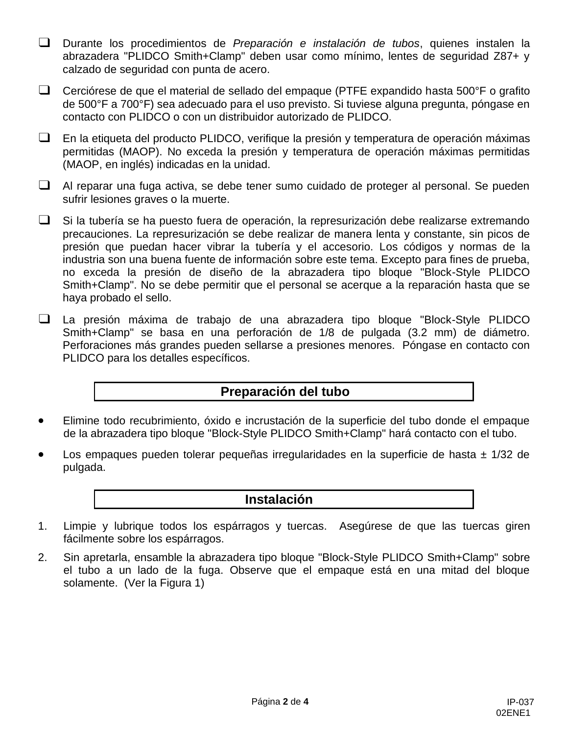- ❑ Durante los procedimientos de *Preparación e instalación de tubos*, quienes instalen la abrazadera "PLIDCO Smith+Clamp" deben usar como mínimo, lentes de seguridad Z87+ y calzado de seguridad con punta de acero.

- ❑ Cerciórese de que el material de sellado del empaque (PTFE expandido hasta 500°F o grafito de 500°F a 700°F) sea adecuado para el uso previsto. Si tuviese alguna pregunta, póngase en contacto con PLIDCO o con un distribuidor autorizado de PLIDCO.

- ❑ En la etiqueta del producto PLIDCO, verifique la presión y temperatura de operación máximas permitidas (MAOP). No exceda la presión y temperatura de operación máximas permitidas (MAOP, en inglés) indicadas en la unidad.

- ❑ Al reparar una fuga activa, se debe tener sumo cuidado de proteger al personal. Se pueden sufrir lesiones graves o la muerte.

- ❑ Si la tubería se ha puesto fuera de operación, la represurización debe realizarse extremando precauciones. La represurización se debe realizar de manera lenta y constante, sin picos de presión que puedan hacer vibrar la tubería y el accesorio. Los códigos y normas de la industria son una buena fuente de información sobre este tema. Excepto para fines de prueba, no exceda la presión de diseño de la abrazadera tipo bloque "Block-Style PLIDCO Smith+Clamp". No se debe permitir que el personal se acerque a la reparación hasta que se haya probado el sello.

- ❑ La presión máxima de trabajo de una abrazadera tipo bloque "Block-Style PLIDCO Smith+Clamp" se basa en una perforación de 1/8 de pulgada (3.2 mm) de diámetro. Perforaciones más grandes pueden sellarse a presiones menores. Póngase en contacto con PLIDCO para los detalles específicos.

## Preparación del tubo

- Elimine todo recubrimiento, óxido e incrustación de la superficie del tubo donde el empaque de la abrazadera tipo bloque "Block-Style PLIDCO Smith+Clamp" hará contacto con el tubo.
- Los empaques pueden tolerar pequeñas irregularidades en la superficie de hasta ± 1/32 de pulgada.

## Instalación

1. Limpie y lubrique todos los espárragos y tuercas. Asegúrese de que las tuercas giren fácilmente sobre los espárragos.
2. Sin apretarla, ensamble la abrazadera tipo bloque "Block-Style PLIDCO Smith+Clamp" sobre el tubo a un lado de la fuga. Observe que el empaque está en una mitad del bloque solamente. (Ver la Figura 1)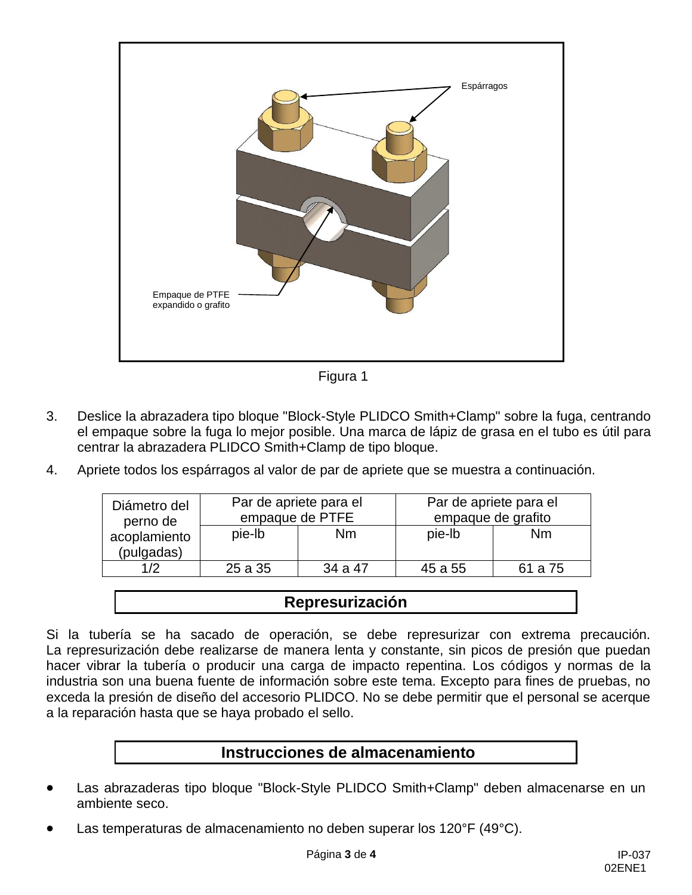Espárragos

Empaque de PTFE expandido o grafito

Figura 1

3. Deslice la abrazadera tipo bloque "Block-Style PLIDCO Smith+Clamp" sobre la fuga, centrando el empaque sobre la fuga lo mejor posible. Una marca de lápiz de grasa en el tubo es útil para centrar la abrazadera PLIDCO Smith+Clamp de tipo bloque.

4. Apriete todos los espárragos al valor de par de apriete que se muestra a continuación.

| Diámetro del perno de acoplamiento (pulgadas) | Par de apriete para el empaque de PTFE | | Par de apriete para el empaque de grafito | |
|---|---|---|---|---|
| | pie-lb | Nm | pie-lb | Nm |
| 1/2 | 25 a 35 | 34 a 47 | 45 a 55 | 61 a 75 |

## Represurización

Si la tubería se ha sacado de operación, se debe represurizar con extrema precaución. La represurización debe realizarse de manera lenta y constante, sin picos de presión que puedan hacer vibrar la tubería o producir una carga de impacto repentina. Los códigos y normas de la industria son una buena fuente de información sobre este tema. Excepto para fines de pruebas, no exceda la presión de diseño del accesorio PLIDCO. No se debe permitir que el personal se acerque a la reparación hasta que se haya probado el sello.

## Instrucciones de almacenamiento

- Las abrazaderas tipo bloque "Block-Style PLIDCO Smith+Clamp" deben almacenarse en un ambiente seco.
- Las temperaturas de almacenamiento no deben superar los 120°F (49°C).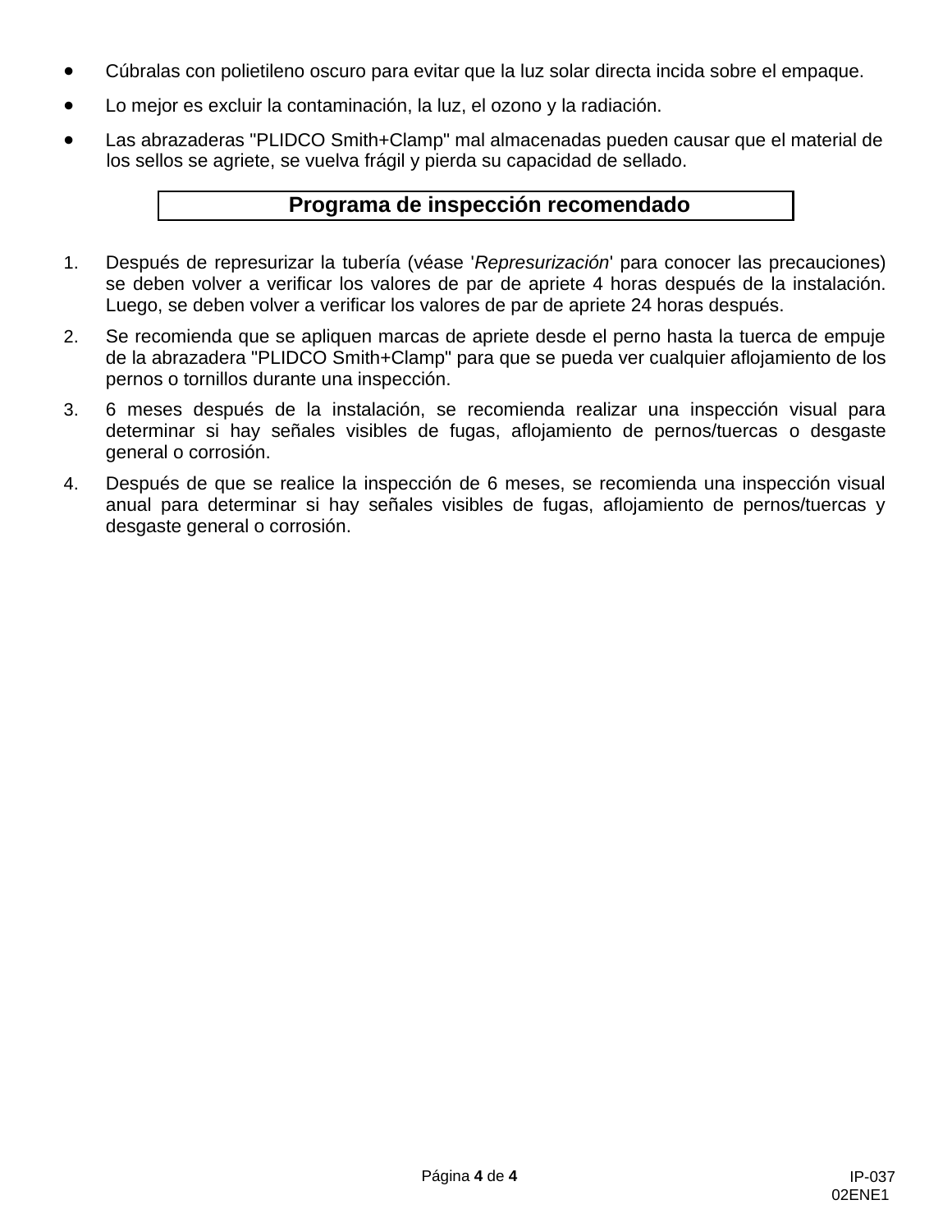- Cúbralas con polietileno oscuro para evitar que la luz solar directa incida sobre el empaque.
- Lo mejor es excluir la contaminación, la luz, el ozono y la radiación.
- Las abrazaderas "PLIDCO Smith+Clamp" mal almacenadas pueden causar que el material de los sellos se agriete, se vuelva frágil y pierda su capacidad de sellado.

## Programa de inspección recomendado

1. Después de represurizar la tubería (véase '*Represurización*' para conocer las precauciones) se deben volver a verificar los valores de par de apriete 4 horas después de la instalación. Luego, se deben volver a verificar los valores de par de apriete 24 horas después.
2. Se recomienda que se apliquen marcas de apriete desde el perno hasta la tuerca de empuje de la abrazadera "PLIDCO Smith+Clamp" para que se pueda ver cualquier aflojamiento de los pernos o tornillos durante una inspección.
3. 6 meses después de la instalación, se recomienda realizar una inspección visual para determinar si hay señales visibles de fugas, aflojamiento de pernos/tuercas o desgaste general o corrosión.
4. Después de que se realice la inspección de 6 meses, se recomienda una inspección visual anual para determinar si hay señales visibles de fugas, aflojamiento de pernos/tuercas y desgaste general o corrosión.